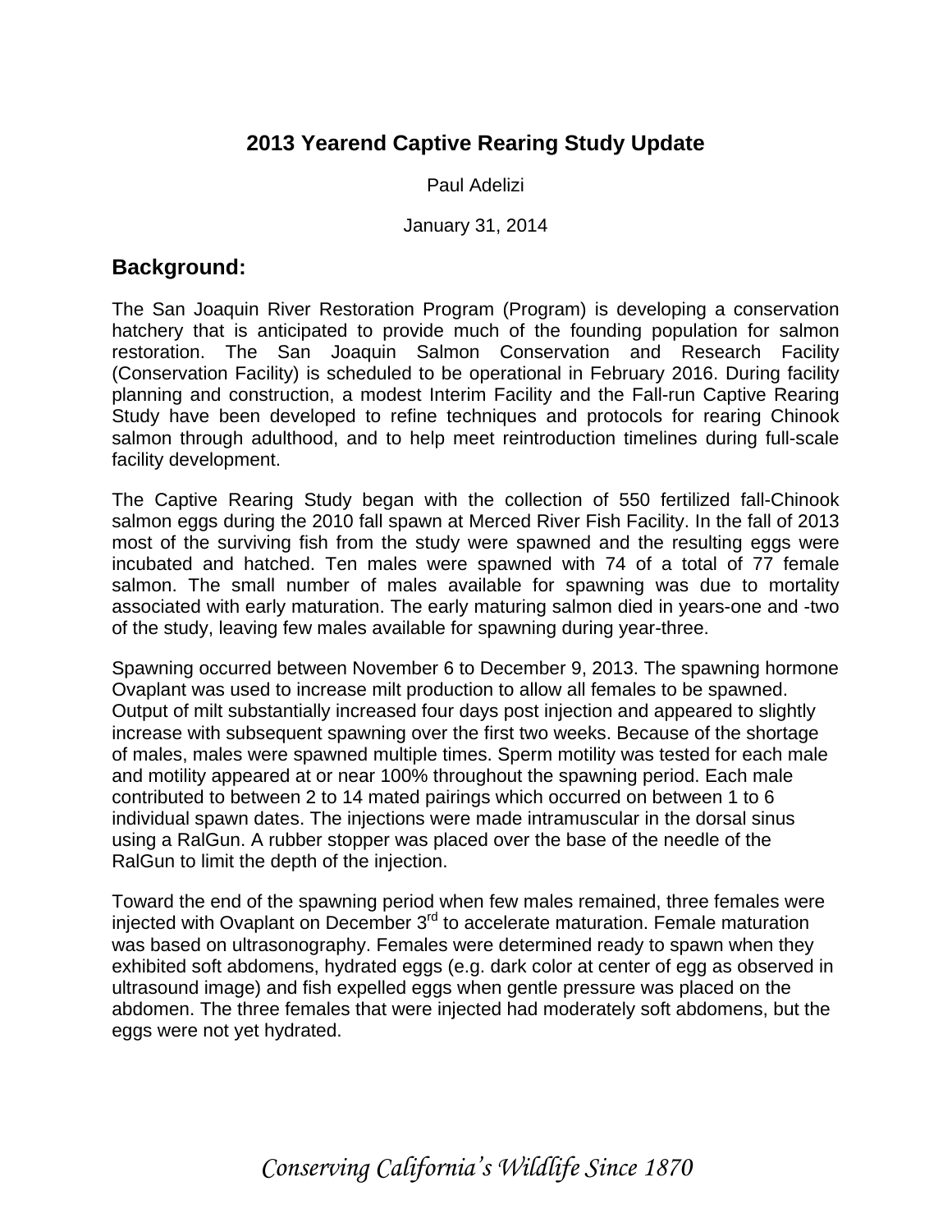# 2013 Yearend Captive Rearing Study Update

Paul Adelizi

January 31, 2014

## Background:

The San Joaquin River Restoration Program (Program) is developing a conservation hatchery that is anticipated to provide much of the founding population for salmon restoration. The San Joaquin Salmon Conservation and Research Facility (Conservation Facility) is scheduled to be operational in February 2016. During facility planning and construction, a modest Interim Facility and the Fall-run Captive Rearing Study have been developed to refine techniques and protocols for rearing Chinook salmon through adulthood, and to help meet reintroduction timelines during full-scale facility development.

The Captive Rearing Study began with the collection of 550 fertilized fall-Chinook salmon eggs during the 2010 fall spawn at Merced River Fish Facility. In the fall of 2013 most of the surviving fish from the study were spawned and the resulting eggs were incubated and hatched. Ten males were spawned with 74 of a total of 77 female salmon. The small number of males available for spawning was due to mortality associated with early maturation. The early maturing salmon died in years-one and -two of the study, leaving few males available for spawning during year-three.

Spawning occurred between November 6 to December 9, 2013. The spawning hormone Ovaplant was used to increase milt production to allow all females to be spawned. Output of milt substantially increased four days post injection and appeared to slightly increase with subsequent spawning over the first two weeks. Because of the shortage of males, males were spawned multiple times. Sperm motility was tested for each male and motility appeared at or near 100% throughout the spawning period. Each male contributed to between 2 to 14 mated pairings which occurred on between 1 to 6 individual spawn dates. The injections were made intramuscular in the dorsal sinus using a RalGun. A rubber stopper was placed over the base of the needle of the RalGun to limit the depth of the injection.

Toward the end of the spawning period when few males remained, three females were injected with Ovaplant on December 3rd to accelerate maturation. Female maturation was based on ultrasonography. Females were determined ready to spawn when they exhibited soft abdomens, hydrated eggs (e.g. dark color at center of egg as observed in ultrasound image) and fish expelled eggs when gentle pressure was placed on the abdomen. The three females that were injected had moderately soft abdomens, but the eggs were not yet hydrated.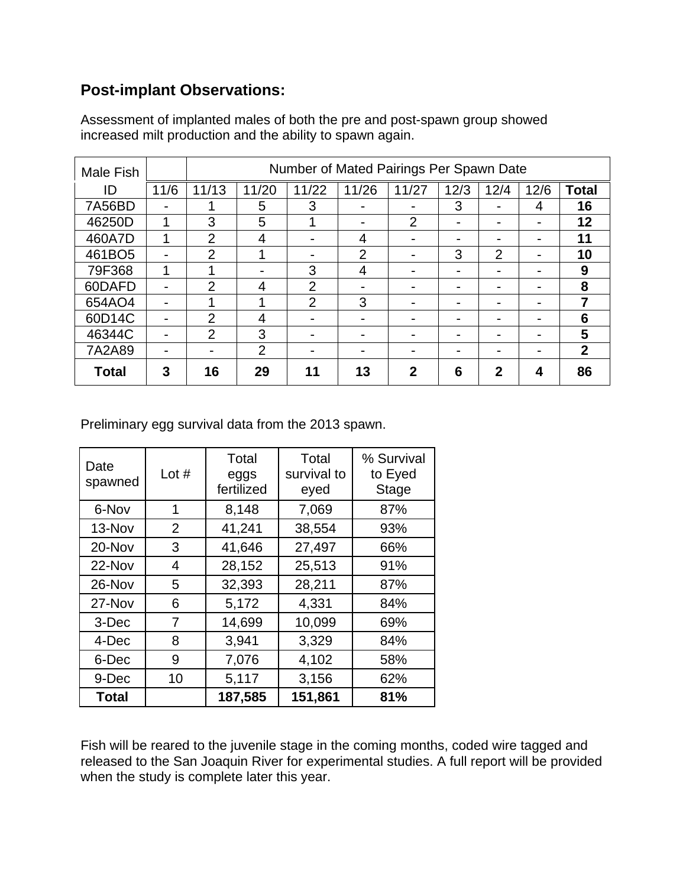## Post-implant Observations:

Assessment of implanted males of both the pre and post-spawn group showed increased milt production and the ability to spawn again.

| Male Fish ID | | Number of Mated Pairings Per Spawn Date | | | | | | | | |
|---|---|---|---|---|---|---|---|---|---|---|
| | 11/6 | 11/13 | 11/20 | 11/22 | 11/26 | 11/27 | 12/3 | 12/4 | 12/6 | **Total** |
| 7A56BD | - | 1 | 5 | 3 | - | - | 3 | - | 4 | **16** |
| 46250D | 1 | 3 | 5 | 1 | - | 2 | - | - | - | **12** |
| 460A7D | 1 | 2 | 4 | - | 4 | - | - | - | - | **11** |
| 461BO5 | - | 2 | 1 | - | 2 | - | 3 | 2 | - | **10** |
| 79F368 | 1 | 1 | - | 3 | 4 | - | - | - | - | **9** |
| 60DAFD | - | 2 | 4 | 2 | - | - | - | - | - | **8** |
| 654AO4 | - | 1 | 1 | 2 | 3 | - | - | - | - | **7** |
| 60D14C | - | 2 | 4 | - | - | - | - | - | - | **6** |
| 46344C | - | 2 | 3 | - | - | - | - | - | - | **5** |
| 7A2A89 | - | - | 2 | - | - | - | - | - | - | **2** |
| **Total** | **3** | **16** | **29** | **11** | **13** | **2** | **6** | **2** | **4** | **86** |

Preliminary egg survival data from the 2013 spawn.

| Date spawned | Lot # | Total eggs fertilized | Total survival to eyed | % Survival to Eyed Stage |
|---|---|---|---|---|
| 6-Nov | 1 | 8,148 | 7,069 | 87% |
| 13-Nov | 2 | 41,241 | 38,554 | 93% |
| 20-Nov | 3 | 41,646 | 27,497 | 66% |
| 22-Nov | 4 | 28,152 | 25,513 | 91% |
| 26-Nov | 5 | 32,393 | 28,211 | 87% |
| 27-Nov | 6 | 5,172 | 4,331 | 84% |
| 3-Dec | 7 | 14,699 | 10,099 | 69% |
| 4-Dec | 8 | 3,941 | 3,329 | 84% |
| 6-Dec | 9 | 7,076 | 4,102 | 58% |
| 9-Dec | 10 | 5,117 | 3,156 | 62% |
| **Total** | | **187,585** | **151,861** | **81%** |

Fish will be reared to the juvenile stage in the coming months, coded wire tagged and released to the San Joaquin River for experimental studies. A full report will be provided when the study is complete later this year.